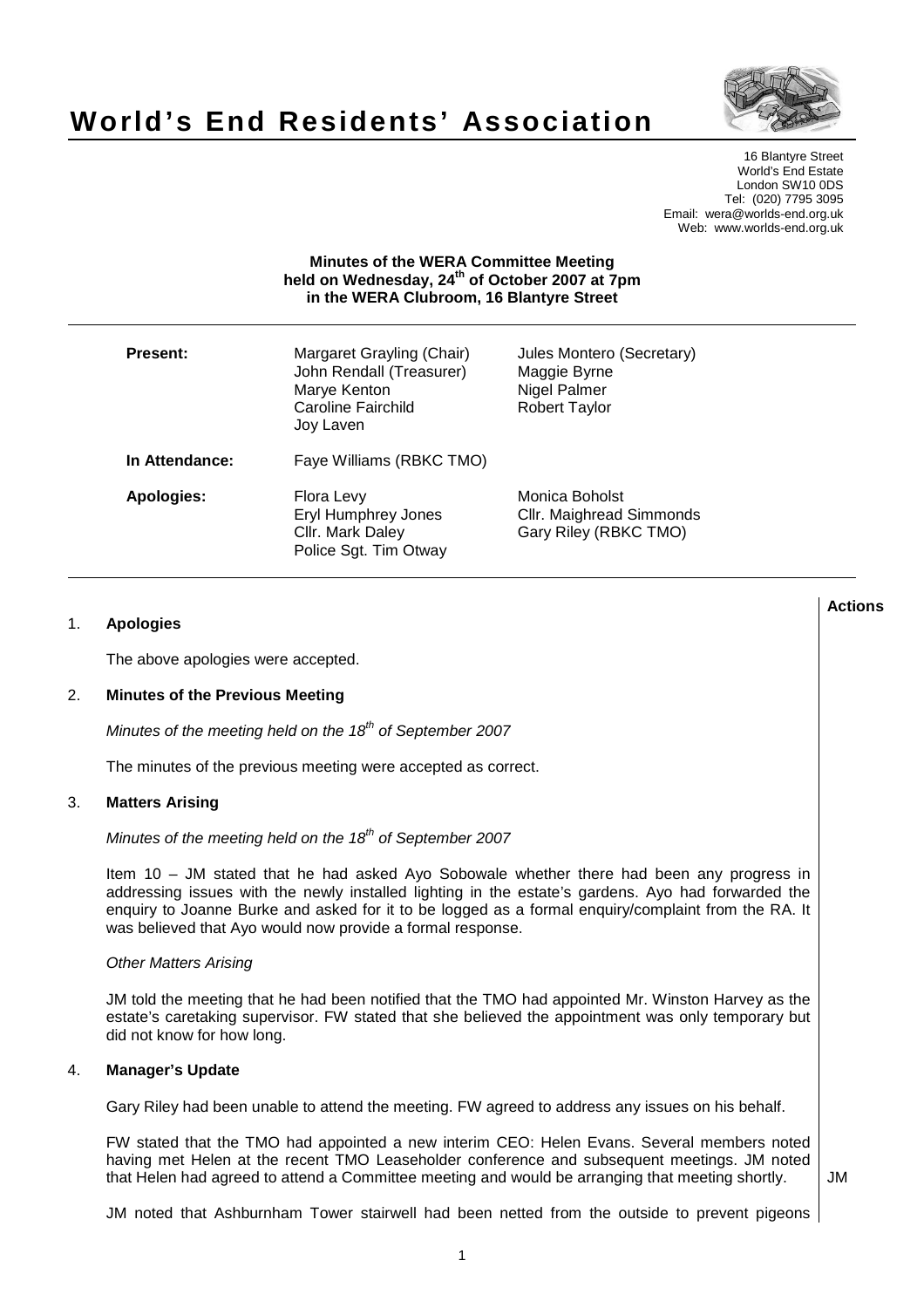# World's End Residents' Association

16 Blantyre Street
World's End Estate
London SW10 0DS
Tel: (020) 7795 3095
Email: wera@worlds-end.org.uk
Web: www.worlds-end.org.uk

**Minutes of the WERA Committee Meeting held on Wednesday, 24th of October 2007 at 7pm in the WERA Clubroom, 16 Blantyre Street**

| | | |
|---|---|---|
| **Present:** | Margaret Grayling (Chair)<br>John Rendall (Treasurer)<br>Marye Kenton<br>Caroline Fairchild<br>Joy Laven | Jules Montero (Secretary)<br>Maggie Byrne<br>Nigel Palmer<br>Robert Taylor |
| **In Attendance:** | Faye Williams (RBKC TMO) | |
| **Apologies:** | Flora Levy<br>Eryl Humphrey Jones<br>Cllr. Mark Daley<br>Police Sgt. Tim Otway | Monica Boholst<br>Cllr. Maighread Simmonds<br>Gary Riley (RBKC TMO) |

**Actions**

1. **Apologies**

The above apologies were accepted.

2. **Minutes of the Previous Meeting**

*Minutes of the meeting held on the 18th of September 2007*

The minutes of the previous meeting were accepted as correct.

3. **Matters Arising**

*Minutes of the meeting held on the 18th of September 2007*

Item 10 – JM stated that he had asked Ayo Sobowale whether there had been any progress in addressing issues with the newly installed lighting in the estate's gardens. Ayo had forwarded the enquiry to Joanne Burke and asked for it to be logged as a formal enquiry/complaint from the RA. It was believed that Ayo would now provide a formal response.

*Other Matters Arising*

JM told the meeting that he had been notified that the TMO had appointed Mr. Winston Harvey as the estate's caretaking supervisor. FW stated that she believed the appointment was only temporary but did not know for how long.

4. **Manager's Update**

Gary Riley had been unable to attend the meeting. FW agreed to address any issues on his behalf.

FW stated that the TMO had appointed a new interim CEO: Helen Evans. Several members noted having met Helen at the recent TMO Leaseholder conference and subsequent meetings. JM noted that Helen had agreed to attend a Committee meeting and would be arranging that meeting shortly. — **JM**

JM noted that Ashburnham Tower stairwell had been netted from the outside to prevent pigeons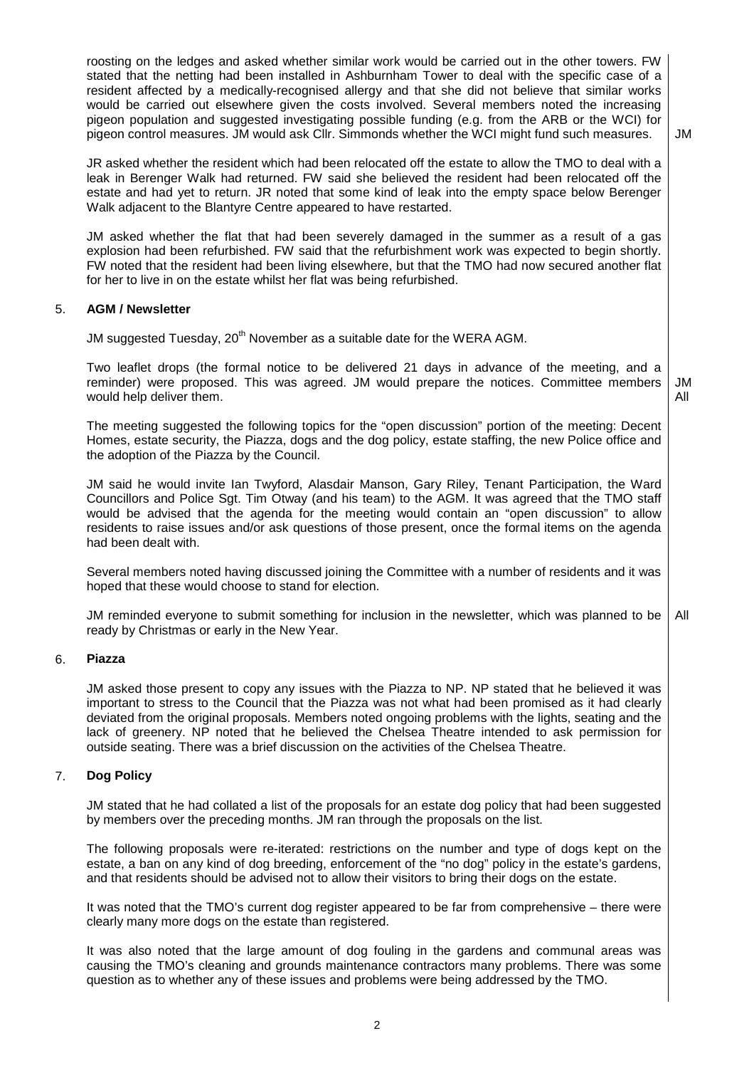roosting on the ledges and asked whether similar work would be carried out in the other towers. FW stated that the netting had been installed in Ashburnham Tower to deal with the specific case of a resident affected by a medically-recognised allergy and that she did not believe that similar works would be carried out elsewhere given the costs involved. Several members noted the increasing pigeon population and suggested investigating possible funding (e.g. from the ARB or the WCI) for pigeon control measures. JM would ask Cllr. Simmonds whether the WCI might fund such measures. **JM**

JR asked whether the resident which had been relocated off the estate to allow the TMO to deal with a leak in Berenger Walk had returned. FW said she believed the resident had been relocated off the estate and had yet to return. JR noted that some kind of leak into the empty space below Berenger Walk adjacent to the Blantyre Centre appeared to have restarted.

JM asked whether the flat that had been severely damaged in the summer as a result of a gas explosion had been refurbished. FW said that the refurbishment work was expected to begin shortly. FW noted that the resident had been living elsewhere, but that the TMO had now secured another flat for her to live in on the estate whilst her flat was being refurbished.

## 5. AGM / Newsletter

JM suggested Tuesday, 20th November as a suitable date for the WERA AGM.

Two leaflet drops (the formal notice to be delivered 21 days in advance of the meeting, and a reminder) were proposed. This was agreed. JM would prepare the notices. Committee members would help deliver them. **JM / All**

The meeting suggested the following topics for the "open discussion" portion of the meeting: Decent Homes, estate security, the Piazza, dogs and the dog policy, estate staffing, the new Police office and the adoption of the Piazza by the Council.

JM said he would invite Ian Twyford, Alasdair Manson, Gary Riley, Tenant Participation, the Ward Councillors and Police Sgt. Tim Otway (and his team) to the AGM. It was agreed that the TMO staff would be advised that the agenda for the meeting would contain an "open discussion" to allow residents to raise issues and/or ask questions of those present, once the formal items on the agenda had been dealt with.

Several members noted having discussed joining the Committee with a number of residents and it was hoped that these would choose to stand for election.

JM reminded everyone to submit something for inclusion in the newsletter, which was planned to be ready by Christmas or early in the New Year. **All**

## 6. Piazza

JM asked those present to copy any issues with the Piazza to NP. NP stated that he believed it was important to stress to the Council that the Piazza was not what had been promised as it had clearly deviated from the original proposals. Members noted ongoing problems with the lights, seating and the lack of greenery. NP noted that he believed the Chelsea Theatre intended to ask permission for outside seating. There was a brief discussion on the activities of the Chelsea Theatre.

## 7. Dog Policy

JM stated that he had collated a list of the proposals for an estate dog policy that had been suggested by members over the preceding months. JM ran through the proposals on the list.

The following proposals were re-iterated: restrictions on the number and type of dogs kept on the estate, a ban on any kind of dog breeding, enforcement of the "no dog" policy in the estate's gardens, and that residents should be advised not to allow their visitors to bring their dogs on the estate.

It was noted that the TMO's current dog register appeared to be far from comprehensive – there were clearly many more dogs on the estate than registered.

It was also noted that the large amount of dog fouling in the gardens and communal areas was causing the TMO's cleaning and grounds maintenance contractors many problems. There was some question as to whether any of these issues and problems were being addressed by the TMO.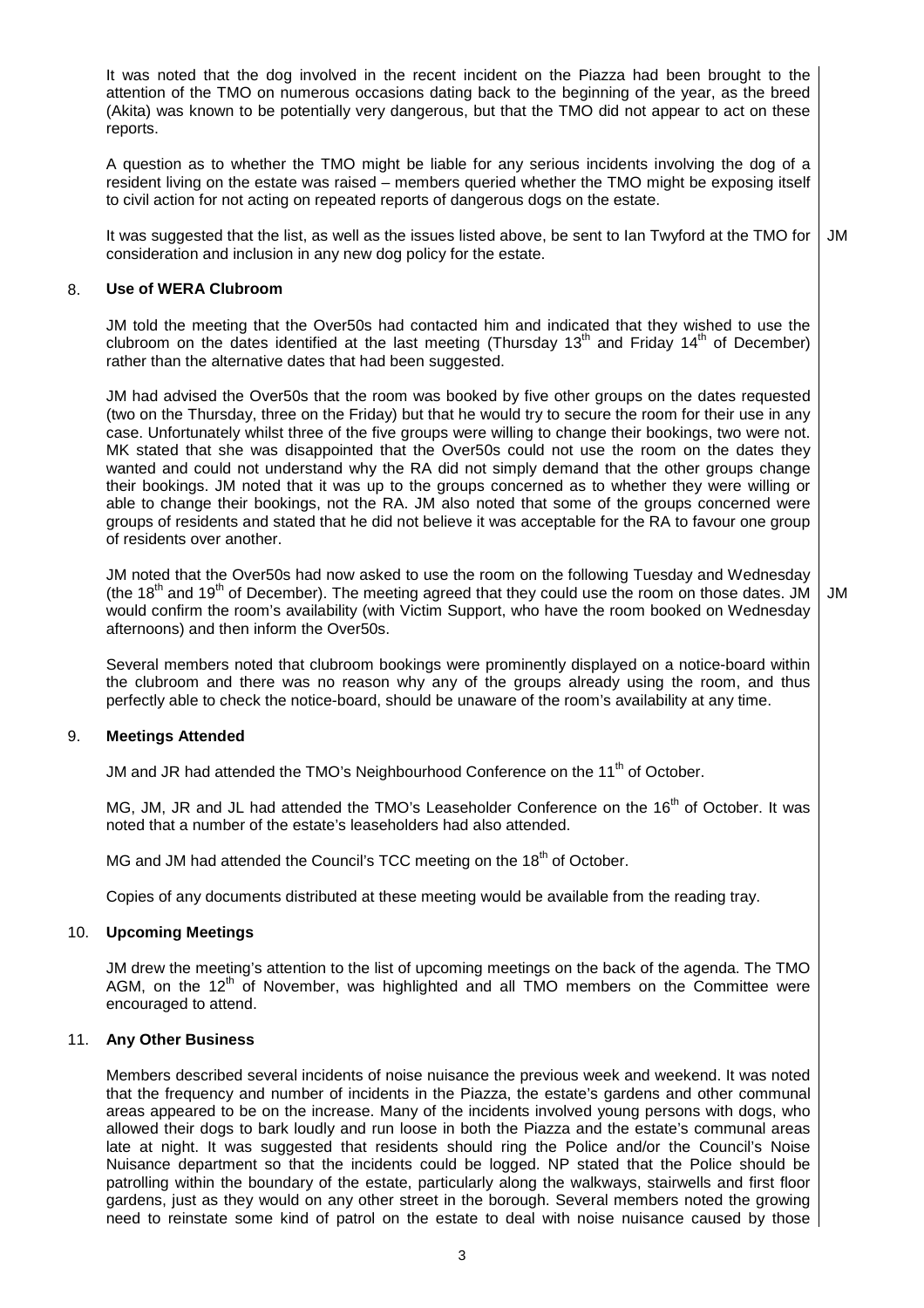It was noted that the dog involved in the recent incident on the Piazza had been brought to the attention of the TMO on numerous occasions dating back to the beginning of the year, as the breed (Akita) was known to be potentially very dangerous, but that the TMO did not appear to act on these reports.

A question as to whether the TMO might be liable for any serious incidents involving the dog of a resident living on the estate was raised – members queried whether the TMO might be exposing itself to civil action for not acting on repeated reports of dangerous dogs on the estate.

It was suggested that the list, as well as the issues listed above, be sent to Ian Twyford at the TMO for consideration and inclusion in any new dog policy for the estate. **JM**

## 8. Use of WERA Clubroom

JM told the meeting that the Over50s had contacted him and indicated that they wished to use the clubroom on the dates identified at the last meeting (Thursday 13th and Friday 14th of December) rather than the alternative dates that had been suggested.

JM had advised the Over50s that the room was booked by five other groups on the dates requested (two on the Thursday, three on the Friday) but that he would try to secure the room for their use in any case. Unfortunately whilst three of the five groups were willing to change their bookings, two were not. MK stated that she was disappointed that the Over50s could not use the room on the dates they wanted and could not understand why the RA did not simply demand that the other groups change their bookings. JM noted that it was up to the groups concerned as to whether they were willing or able to change their bookings, not the RA. JM also noted that some of the groups concerned were groups of residents and stated that he did not believe it was acceptable for the RA to favour one group of residents over another.

JM noted that the Over50s had now asked to use the room on the following Tuesday and Wednesday (the 18th and 19th of December). The meeting agreed that they could use the room on those dates. JM would confirm the room's availability (with Victim Support, who have the room booked on Wednesday afternoons) and then inform the Over50s. **JM**

Several members noted that clubroom bookings were prominently displayed on a notice-board within the clubroom and there was no reason why any of the groups already using the room, and thus perfectly able to check the notice-board, should be unaware of the room's availability at any time.

## 9. Meetings Attended

JM and JR had attended the TMO's Neighbourhood Conference on the 11th of October.

MG, JM, JR and JL had attended the TMO's Leaseholder Conference on the 16th of October. It was noted that a number of the estate's leaseholders had also attended.

MG and JM had attended the Council's TCC meeting on the 18th of October.

Copies of any documents distributed at these meeting would be available from the reading tray.

## 10. Upcoming Meetings

JM drew the meeting's attention to the list of upcoming meetings on the back of the agenda. The TMO AGM, on the 12th of November, was highlighted and all TMO members on the Committee were encouraged to attend.

## 11. Any Other Business

Members described several incidents of noise nuisance the previous week and weekend. It was noted that the frequency and number of incidents in the Piazza, the estate's gardens and other communal areas appeared to be on the increase. Many of the incidents involved young persons with dogs, who allowed their dogs to bark loudly and run loose in both the Piazza and the estate's communal areas late at night. It was suggested that residents should ring the Police and/or the Council's Noise Nuisance department so that the incidents could be logged. NP stated that the Police should be patrolling within the boundary of the estate, particularly along the walkways, stairwells and first floor gardens, just as they would on any other street in the borough. Several members noted the growing need to reinstate some kind of patrol on the estate to deal with noise nuisance caused by those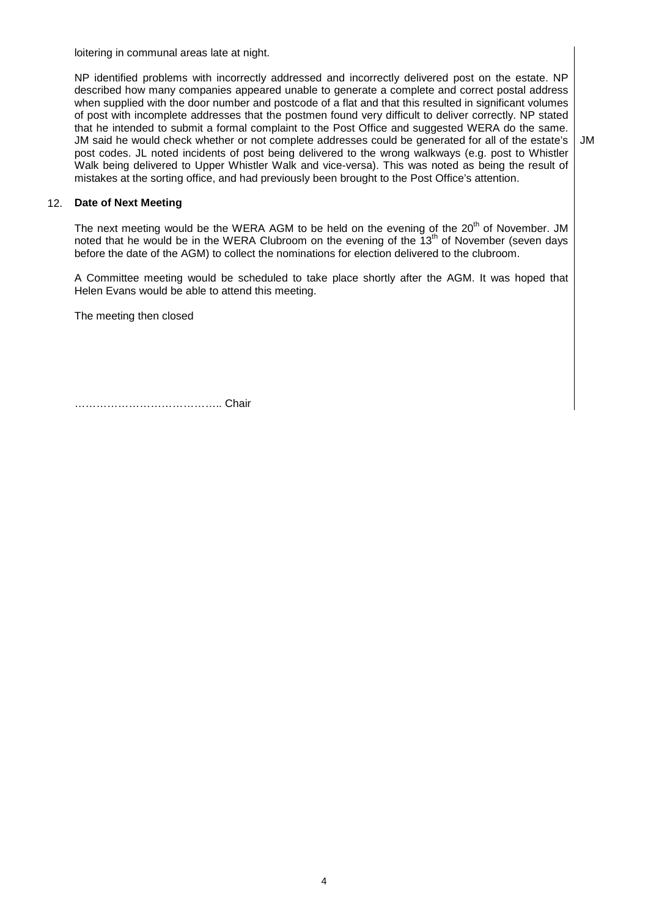loitering in communal areas late at night.

NP identified problems with incorrectly addressed and incorrectly delivered post on the estate. NP described how many companies appeared unable to generate a complete and correct postal address when supplied with the door number and postcode of a flat and that this resulted in significant volumes of post with incomplete addresses that the postmen found very difficult to deliver correctly. NP stated that he intended to submit a formal complaint to the Post Office and suggested WERA do the same. JM said he would check whether or not complete addresses could be generated for all of the estate's post codes. JL noted incidents of post being delivered to the wrong walkways (e.g. post to Whistler Walk being delivered to Upper Whistler Walk and vice-versa). This was noted as being the result of mistakes at the sorting office, and had previously been brought to the Post Office's attention. **JM**

## 12. Date of Next Meeting

The next meeting would be the WERA AGM to be held on the evening of the 20th of November. JM noted that he would be in the WERA Clubroom on the evening of the 13th of November (seven days before the date of the AGM) to collect the nominations for election delivered to the clubroom.

A Committee meeting would be scheduled to take place shortly after the AGM. It was hoped that Helen Evans would be able to attend this meeting.

The meeting then closed

………………………………….. Chair